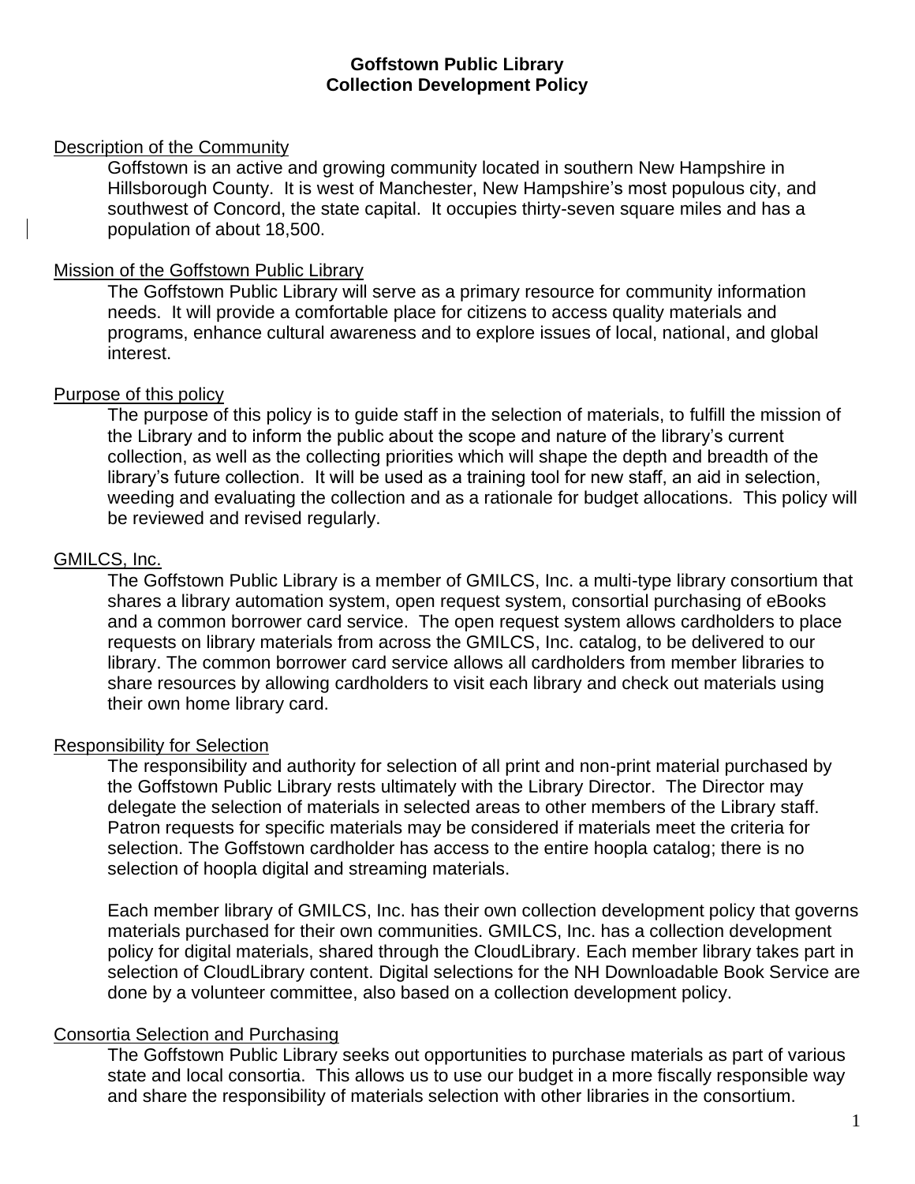# Goffstown Public Library
## Collection Development Policy

### Description of the Community

Goffstown is an active and growing community located in southern New Hampshire in Hillsborough County. It is west of Manchester, New Hampshire's most populous city, and southwest of Concord, the state capital. It occupies thirty-seven square miles and has a population of about 18,500.

### Mission of the Goffstown Public Library

The Goffstown Public Library will serve as a primary resource for community information needs. It will provide a comfortable place for citizens to access quality materials and programs, enhance cultural awareness and to explore issues of local, national, and global interest.

### Purpose of this policy

The purpose of this policy is to guide staff in the selection of materials, to fulfill the mission of the Library and to inform the public about the scope and nature of the library's current collection, as well as the collecting priorities which will shape the depth and breadth of the library's future collection. It will be used as a training tool for new staff, an aid in selection, weeding and evaluating the collection and as a rationale for budget allocations. This policy will be reviewed and revised regularly.

### GMILCS, Inc.

The Goffstown Public Library is a member of GMILCS, Inc. a multi-type library consortium that shares a library automation system, open request system, consortial purchasing of eBooks and a common borrower card service. The open request system allows cardholders to place requests on library materials from across the GMILCS, Inc. catalog, to be delivered to our library. The common borrower card service allows all cardholders from member libraries to share resources by allowing cardholders to visit each library and check out materials using their own home library card.

### Responsibility for Selection

The responsibility and authority for selection of all print and non-print material purchased by the Goffstown Public Library rests ultimately with the Library Director. The Director may delegate the selection of materials in selected areas to other members of the Library staff. Patron requests for specific materials may be considered if materials meet the criteria for selection. The Goffstown cardholder has access to the entire hoopla catalog; there is no selection of hoopla digital and streaming materials.

Each member library of GMILCS, Inc. has their own collection development policy that governs materials purchased for their own communities. GMILCS, Inc. has a collection development policy for digital materials, shared through the CloudLibrary. Each member library takes part in selection of CloudLibrary content. Digital selections for the NH Downloadable Book Service are done by a volunteer committee, also based on a collection development policy.

### Consortia Selection and Purchasing

The Goffstown Public Library seeks out opportunities to purchase materials as part of various state and local consortia. This allows us to use our budget in a more fiscally responsible way and share the responsibility of materials selection with other libraries in the consortium.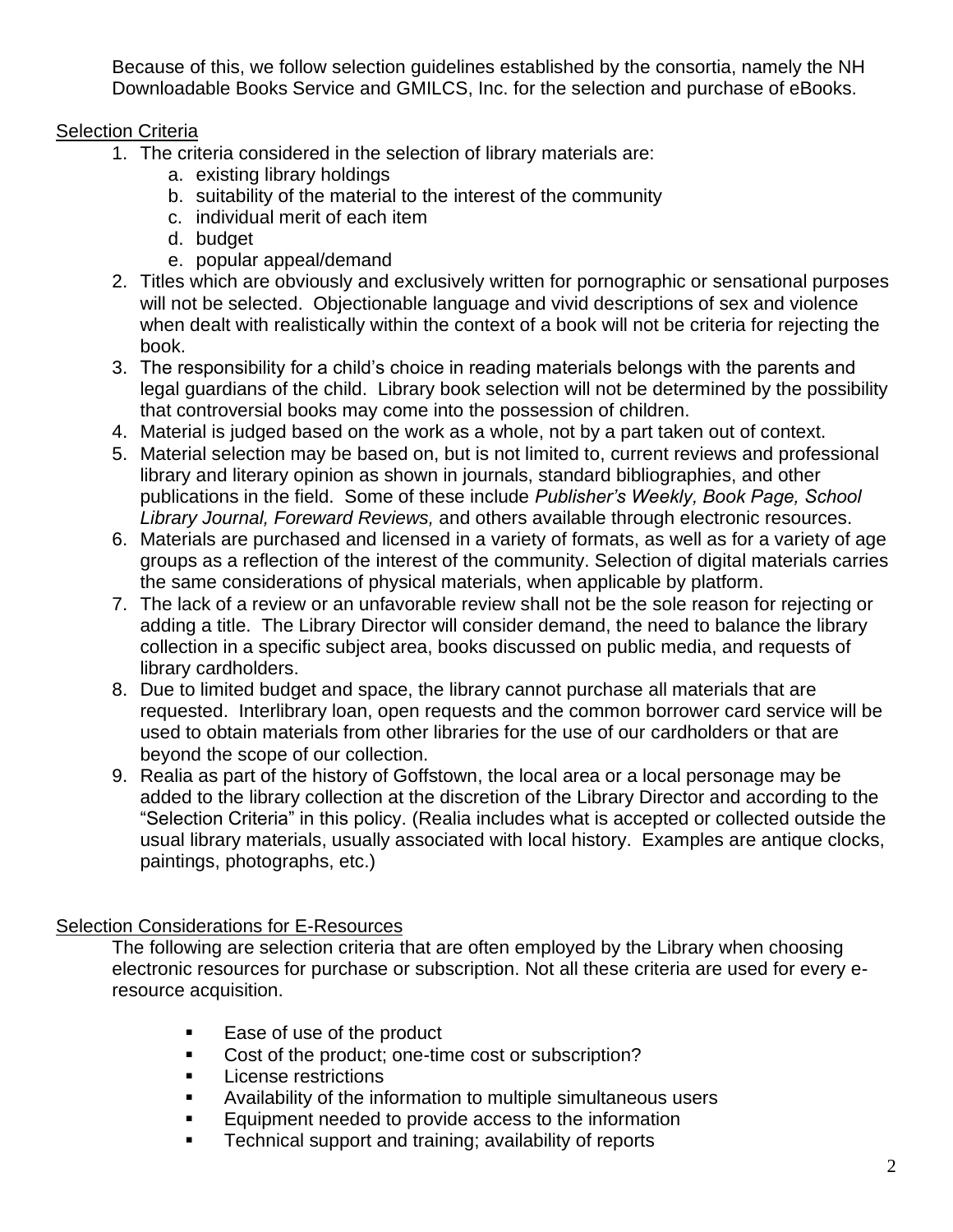Because of this, we follow selection guidelines established by the consortia, namely the NH Downloadable Books Service and GMILCS, Inc. for the selection and purchase of eBooks.

## Selection Criteria

1. The criteria considered in the selection of library materials are:
   a. existing library holdings
   b. suitability of the material to the interest of the community
   c. individual merit of each item
   d. budget
   e. popular appeal/demand
2. Titles which are obviously and exclusively written for pornographic or sensational purposes will not be selected. Objectionable language and vivid descriptions of sex and violence when dealt with realistically within the context of a book will not be criteria for rejecting the book.
3. The responsibility for a child's choice in reading materials belongs with the parents and legal guardians of the child. Library book selection will not be determined by the possibility that controversial books may come into the possession of children.
4. Material is judged based on the work as a whole, not by a part taken out of context.
5. Material selection may be based on, but is not limited to, current reviews and professional library and literary opinion as shown in journals, standard bibliographies, and other publications in the field. Some of these include *Publisher's Weekly, Book Page, School Library Journal, Foreward Reviews,* and others available through electronic resources.
6. Materials are purchased and licensed in a variety of formats, as well as for a variety of age groups as a reflection of the interest of the community. Selection of digital materials carries the same considerations of physical materials, when applicable by platform.
7. The lack of a review or an unfavorable review shall not be the sole reason for rejecting or adding a title. The Library Director will consider demand, the need to balance the library collection in a specific subject area, books discussed on public media, and requests of library cardholders.
8. Due to limited budget and space, the library cannot purchase all materials that are requested. Interlibrary loan, open requests and the common borrower card service will be used to obtain materials from other libraries for the use of our cardholders or that are beyond the scope of our collection.
9. Realia as part of the history of Goffstown, the local area or a local personage may be added to the library collection at the discretion of the Library Director and according to the "Selection Criteria" in this policy. (Realia includes what is accepted or collected outside the usual library materials, usually associated with local history. Examples are antique clocks, paintings, photographs, etc.)

## Selection Considerations for E-Resources

The following are selection criteria that are often employed by the Library when choosing electronic resources for purchase or subscription. Not all these criteria are used for every e-resource acquisition.

- Ease of use of the product
- Cost of the product; one-time cost or subscription?
- License restrictions
- Availability of the information to multiple simultaneous users
- Equipment needed to provide access to the information
- Technical support and training; availability of reports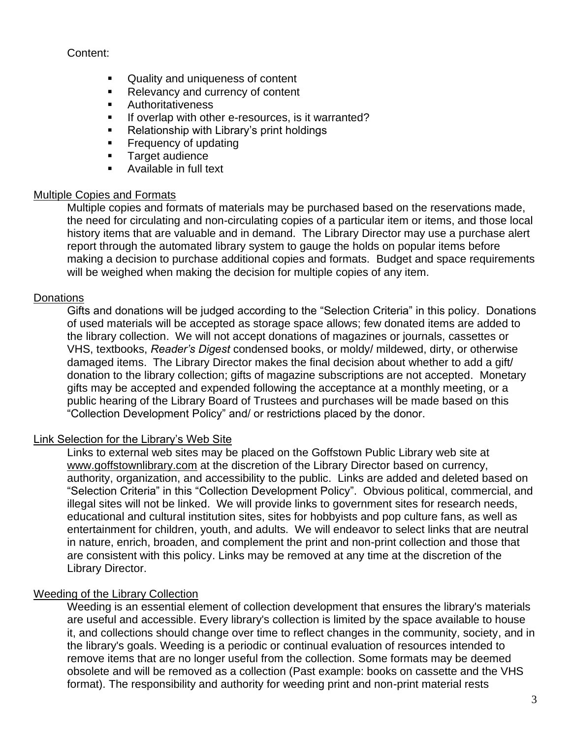Content:

- Quality and uniqueness of content
- Relevancy and currency of content
- Authoritativeness
- If overlap with other e-resources, is it warranted?
- Relationship with Library's print holdings
- Frequency of updating
- Target audience
- Available in full text

<u>Multiple Copies and Formats</u>

Multiple copies and formats of materials may be purchased based on the reservations made, the need for circulating and non-circulating copies of a particular item or items, and those local history items that are valuable and in demand. The Library Director may use a purchase alert report through the automated library system to gauge the holds on popular items before making a decision to purchase additional copies and formats. Budget and space requirements will be weighed when making the decision for multiple copies of any item.

<u>Donations</u>

Gifts and donations will be judged according to the "Selection Criteria" in this policy. Donations of used materials will be accepted as storage space allows; few donated items are added to the library collection. We will not accept donations of magazines or journals, cassettes or VHS, textbooks, *Reader's Digest* condensed books, or moldy/ mildewed, dirty, or otherwise damaged items. The Library Director makes the final decision about whether to add a gift/ donation to the library collection; gifts of magazine subscriptions are not accepted. Monetary gifts may be accepted and expended following the acceptance at a monthly meeting, or a public hearing of the Library Board of Trustees and purchases will be made based on this "Collection Development Policy" and/ or restrictions placed by the donor.

<u>Link Selection for the Library's Web Site</u>

Links to external web sites may be placed on the Goffstown Public Library web site at www.goffstownlibrary.com at the discretion of the Library Director based on currency, authority, organization, and accessibility to the public. Links are added and deleted based on "Selection Criteria" in this "Collection Development Policy". Obvious political, commercial, and illegal sites will not be linked. We will provide links to government sites for research needs, educational and cultural institution sites, sites for hobbyists and pop culture fans, as well as entertainment for children, youth, and adults. We will endeavor to select links that are neutral in nature, enrich, broaden, and complement the print and non-print collection and those that are consistent with this policy. Links may be removed at any time at the discretion of the Library Director.

<u>Weeding of the Library Collection</u>

Weeding is an essential element of collection development that ensures the library's materials are useful and accessible. Every library's collection is limited by the space available to house it, and collections should change over time to reflect changes in the community, society, and in the library's goals. Weeding is a periodic or continual evaluation of resources intended to remove items that are no longer useful from the collection. Some formats may be deemed obsolete and will be removed as a collection (Past example: books on cassette and the VHS format). The responsibility and authority for weeding print and non-print material rests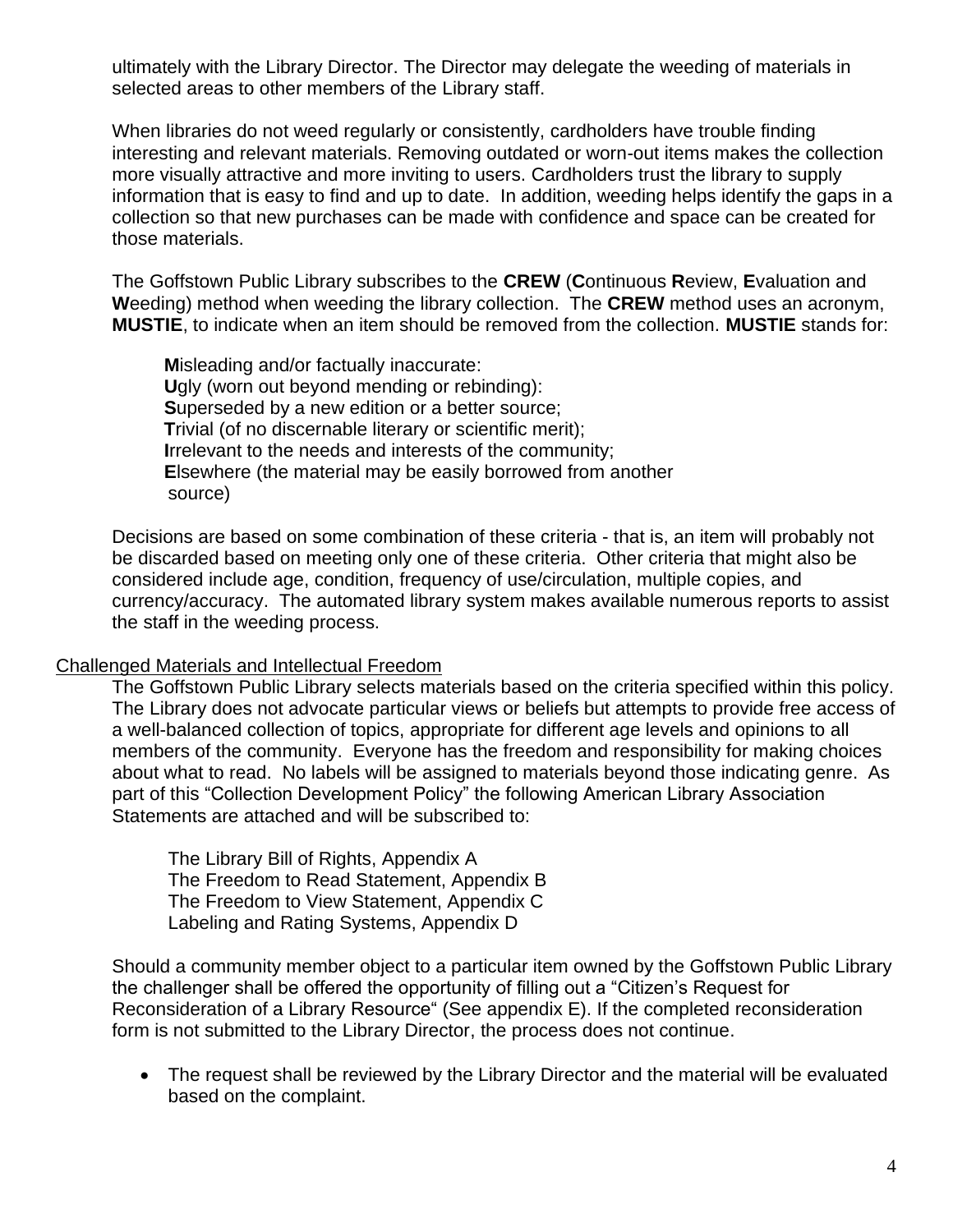ultimately with the Library Director. The Director may delegate the weeding of materials in selected areas to other members of the Library staff.

When libraries do not weed regularly or consistently, cardholders have trouble finding interesting and relevant materials. Removing outdated or worn-out items makes the collection more visually attractive and more inviting to users. Cardholders trust the library to supply information that is easy to find and up to date. In addition, weeding helps identify the gaps in a collection so that new purchases can be made with confidence and space can be created for those materials.

The Goffstown Public Library subscribes to the **CREW** (**C**ontinuous **R**eview, **E**valuation and **W**eeding) method when weeding the library collection. The **CREW** method uses an acronym, **MUSTIE**, to indicate when an item should be removed from the collection. **MUSTIE** stands for:

**M**isleading and/or factually inaccurate:
**U**gly (worn out beyond mending or rebinding):
**S**uperseded by a new edition or a better source;
**T**rivial (of no discernable literary or scientific merit);
**I**rrelevant to the needs and interests of the community;
**E**lsewhere (the material may be easily borrowed from another source)

Decisions are based on some combination of these criteria - that is, an item will probably not be discarded based on meeting only one of these criteria. Other criteria that might also be considered include age, condition, frequency of use/circulation, multiple copies, and currency/accuracy. The automated library system makes available numerous reports to assist the staff in the weeding process.

<u>Challenged Materials and Intellectual Freedom</u>

The Goffstown Public Library selects materials based on the criteria specified within this policy. The Library does not advocate particular views or beliefs but attempts to provide free access of a well-balanced collection of topics, appropriate for different age levels and opinions to all members of the community. Everyone has the freedom and responsibility for making choices about what to read. No labels will be assigned to materials beyond those indicating genre. As part of this "Collection Development Policy" the following American Library Association Statements are attached and will be subscribed to:

The Library Bill of Rights, Appendix A
The Freedom to Read Statement, Appendix B
The Freedom to View Statement, Appendix C
Labeling and Rating Systems, Appendix D

Should a community member object to a particular item owned by the Goffstown Public Library the challenger shall be offered the opportunity of filling out a "Citizen's Request for Reconsideration of a Library Resource" (See appendix E). If the completed reconsideration form is not submitted to the Library Director, the process does not continue.

- The request shall be reviewed by the Library Director and the material will be evaluated based on the complaint.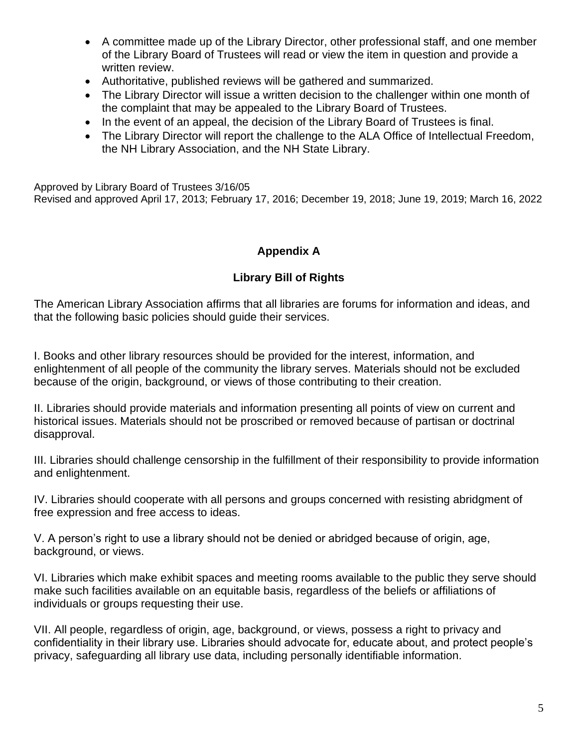- A committee made up of the Library Director, other professional staff, and one member of the Library Board of Trustees will read or view the item in question and provide a written review.
- Authoritative, published reviews will be gathered and summarized.
- The Library Director will issue a written decision to the challenger within one month of the complaint that may be appealed to the Library Board of Trustees.
- In the event of an appeal, the decision of the Library Board of Trustees is final.
- The Library Director will report the challenge to the ALA Office of Intellectual Freedom, the NH Library Association, and the NH State Library.

Approved by Library Board of Trustees 3/16/05
Revised and approved April 17, 2013; February 17, 2016; December 19, 2018; June 19, 2019; March 16, 2022

## Appendix A

### Library Bill of Rights

The American Library Association affirms that all libraries are forums for information and ideas, and that the following basic policies should guide their services.

I. Books and other library resources should be provided for the interest, information, and enlightenment of all people of the community the library serves. Materials should not be excluded because of the origin, background, or views of those contributing to their creation.

II. Libraries should provide materials and information presenting all points of view on current and historical issues. Materials should not be proscribed or removed because of partisan or doctrinal disapproval.

III. Libraries should challenge censorship in the fulfillment of their responsibility to provide information and enlightenment.

IV. Libraries should cooperate with all persons and groups concerned with resisting abridgment of free expression and free access to ideas.

V. A person's right to use a library should not be denied or abridged because of origin, age, background, or views.

VI. Libraries which make exhibit spaces and meeting rooms available to the public they serve should make such facilities available on an equitable basis, regardless of the beliefs or affiliations of individuals or groups requesting their use.

VII. All people, regardless of origin, age, background, or views, possess a right to privacy and confidentiality in their library use. Libraries should advocate for, educate about, and protect people's privacy, safeguarding all library use data, including personally identifiable information.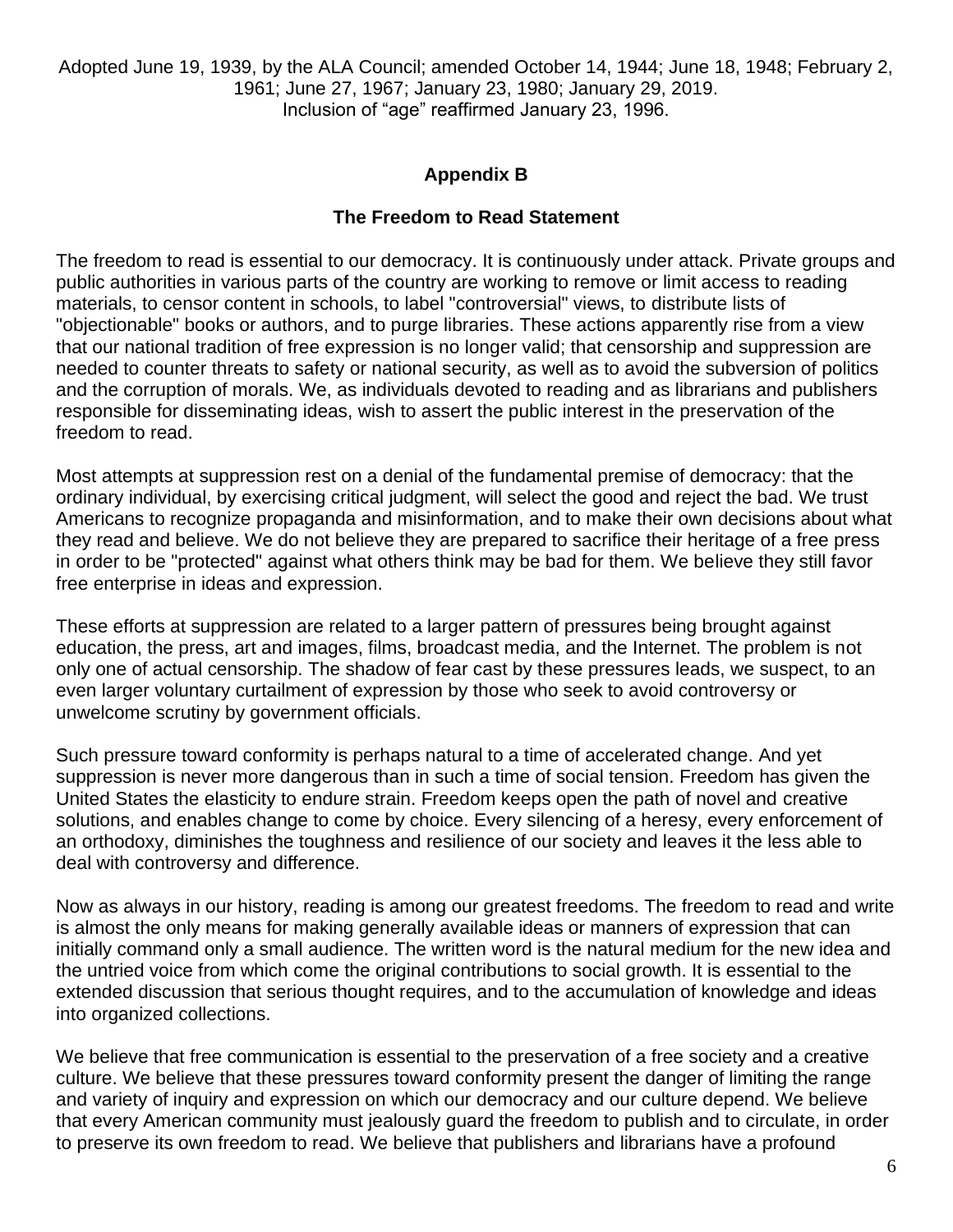Adopted June 19, 1939, by the ALA Council; amended October 14, 1944; June 18, 1948; February 2, 1961; June 27, 1967; January 23, 1980; January 29, 2019.
Inclusion of "age" reaffirmed January 23, 1996.

## Appendix B

### The Freedom to Read Statement

The freedom to read is essential to our democracy. It is continuously under attack. Private groups and public authorities in various parts of the country are working to remove or limit access to reading materials, to censor content in schools, to label "controversial" views, to distribute lists of "objectionable" books or authors, and to purge libraries. These actions apparently rise from a view that our national tradition of free expression is no longer valid; that censorship and suppression are needed to counter threats to safety or national security, as well as to avoid the subversion of politics and the corruption of morals. We, as individuals devoted to reading and as librarians and publishers responsible for disseminating ideas, wish to assert the public interest in the preservation of the freedom to read.

Most attempts at suppression rest on a denial of the fundamental premise of democracy: that the ordinary individual, by exercising critical judgment, will select the good and reject the bad. We trust Americans to recognize propaganda and misinformation, and to make their own decisions about what they read and believe. We do not believe they are prepared to sacrifice their heritage of a free press in order to be "protected" against what others think may be bad for them. We believe they still favor free enterprise in ideas and expression.

These efforts at suppression are related to a larger pattern of pressures being brought against education, the press, art and images, films, broadcast media, and the Internet. The problem is not only one of actual censorship. The shadow of fear cast by these pressures leads, we suspect, to an even larger voluntary curtailment of expression by those who seek to avoid controversy or unwelcome scrutiny by government officials.

Such pressure toward conformity is perhaps natural to a time of accelerated change. And yet suppression is never more dangerous than in such a time of social tension. Freedom has given the United States the elasticity to endure strain. Freedom keeps open the path of novel and creative solutions, and enables change to come by choice. Every silencing of a heresy, every enforcement of an orthodoxy, diminishes the toughness and resilience of our society and leaves it the less able to deal with controversy and difference.

Now as always in our history, reading is among our greatest freedoms. The freedom to read and write is almost the only means for making generally available ideas or manners of expression that can initially command only a small audience. The written word is the natural medium for the new idea and the untried voice from which come the original contributions to social growth. It is essential to the extended discussion that serious thought requires, and to the accumulation of knowledge and ideas into organized collections.

We believe that free communication is essential to the preservation of a free society and a creative culture. We believe that these pressures toward conformity present the danger of limiting the range and variety of inquiry and expression on which our democracy and our culture depend. We believe that every American community must jealously guard the freedom to publish and to circulate, in order to preserve its own freedom to read. We believe that publishers and librarians have a profound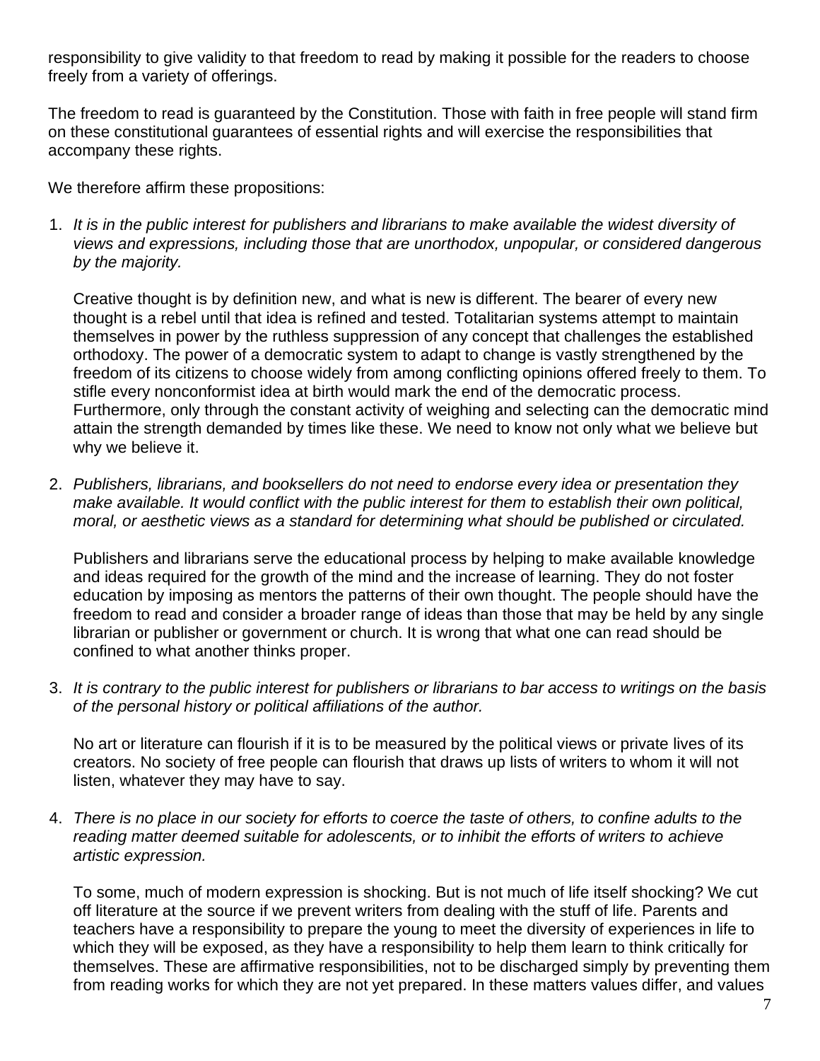responsibility to give validity to that freedom to read by making it possible for the readers to choose freely from a variety of offerings.

The freedom to read is guaranteed by the Constitution. Those with faith in free people will stand firm on these constitutional guarantees of essential rights and will exercise the responsibilities that accompany these rights.

We therefore affirm these propositions:

1. *It is in the public interest for publishers and librarians to make available the widest diversity of views and expressions, including those that are unorthodox, unpopular, or considered dangerous by the majority.*

   Creative thought is by definition new, and what is new is different. The bearer of every new thought is a rebel until that idea is refined and tested. Totalitarian systems attempt to maintain themselves in power by the ruthless suppression of any concept that challenges the established orthodoxy. The power of a democratic system to adapt to change is vastly strengthened by the freedom of its citizens to choose widely from among conflicting opinions offered freely to them. To stifle every nonconformist idea at birth would mark the end of the democratic process. Furthermore, only through the constant activity of weighing and selecting can the democratic mind attain the strength demanded by times like these. We need to know not only what we believe but why we believe it.

2. *Publishers, librarians, and booksellers do not need to endorse every idea or presentation they make available. It would conflict with the public interest for them to establish their own political, moral, or aesthetic views as a standard for determining what should be published or circulated.*

   Publishers and librarians serve the educational process by helping to make available knowledge and ideas required for the growth of the mind and the increase of learning. They do not foster education by imposing as mentors the patterns of their own thought. The people should have the freedom to read and consider a broader range of ideas than those that may be held by any single librarian or publisher or government or church. It is wrong that what one can read should be confined to what another thinks proper.

3. *It is contrary to the public interest for publishers or librarians to bar access to writings on the basis of the personal history or political affiliations of the author.*

   No art or literature can flourish if it is to be measured by the political views or private lives of its creators. No society of free people can flourish that draws up lists of writers to whom it will not listen, whatever they may have to say.

4. *There is no place in our society for efforts to coerce the taste of others, to confine adults to the reading matter deemed suitable for adolescents, or to inhibit the efforts of writers to achieve artistic expression.*

   To some, much of modern expression is shocking. But is not much of life itself shocking? We cut off literature at the source if we prevent writers from dealing with the stuff of life. Parents and teachers have a responsibility to prepare the young to meet the diversity of experiences in life to which they will be exposed, as they have a responsibility to help them learn to think critically for themselves. These are affirmative responsibilities, not to be discharged simply by preventing them from reading works for which they are not yet prepared. In these matters values differ, and values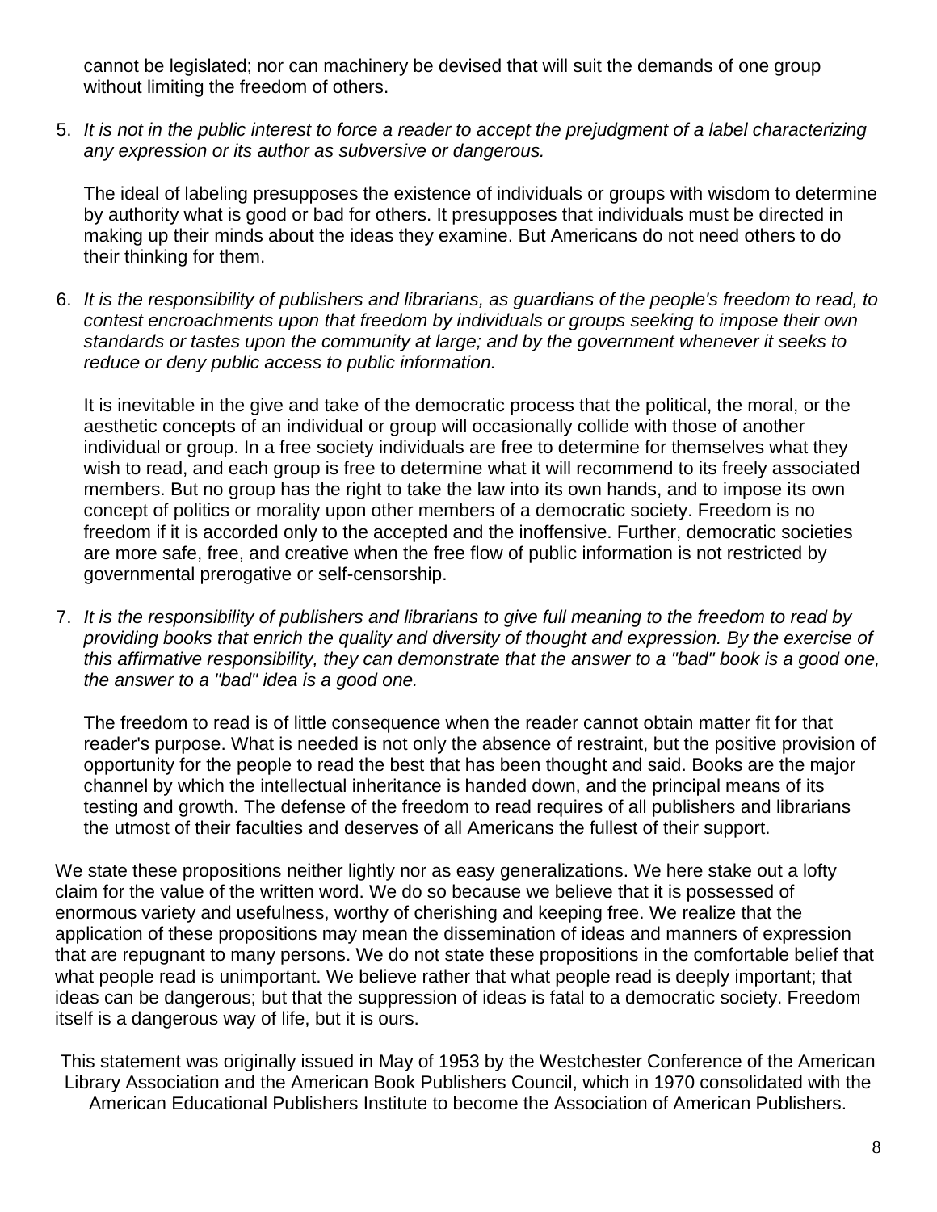cannot be legislated; nor can machinery be devised that will suit the demands of one group without limiting the freedom of others.

5. *It is not in the public interest to force a reader to accept the prejudgment of a label characterizing any expression or its author as subversive or dangerous.*

   The ideal of labeling presupposes the existence of individuals or groups with wisdom to determine by authority what is good or bad for others. It presupposes that individuals must be directed in making up their minds about the ideas they examine. But Americans do not need others to do their thinking for them.

6. *It is the responsibility of publishers and librarians, as guardians of the people's freedom to read, to contest encroachments upon that freedom by individuals or groups seeking to impose their own standards or tastes upon the community at large; and by the government whenever it seeks to reduce or deny public access to public information.*

   It is inevitable in the give and take of the democratic process that the political, the moral, or the aesthetic concepts of an individual or group will occasionally collide with those of another individual or group. In a free society individuals are free to determine for themselves what they wish to read, and each group is free to determine what it will recommend to its freely associated members. But no group has the right to take the law into its own hands, and to impose its own concept of politics or morality upon other members of a democratic society. Freedom is no freedom if it is accorded only to the accepted and the inoffensive. Further, democratic societies are more safe, free, and creative when the free flow of public information is not restricted by governmental prerogative or self-censorship.

7. *It is the responsibility of publishers and librarians to give full meaning to the freedom to read by providing books that enrich the quality and diversity of thought and expression. By the exercise of this affirmative responsibility, they can demonstrate that the answer to a "bad" book is a good one, the answer to a "bad" idea is a good one.*

   The freedom to read is of little consequence when the reader cannot obtain matter fit for that reader's purpose. What is needed is not only the absence of restraint, but the positive provision of opportunity for the people to read the best that has been thought and said. Books are the major channel by which the intellectual inheritance is handed down, and the principal means of its testing and growth. The defense of the freedom to read requires of all publishers and librarians the utmost of their faculties and deserves of all Americans the fullest of their support.

We state these propositions neither lightly nor as easy generalizations. We here stake out a lofty claim for the value of the written word. We do so because we believe that it is possessed of enormous variety and usefulness, worthy of cherishing and keeping free. We realize that the application of these propositions may mean the dissemination of ideas and manners of expression that are repugnant to many persons. We do not state these propositions in the comfortable belief that what people read is unimportant. We believe rather that what people read is deeply important; that ideas can be dangerous; but that the suppression of ideas is fatal to a democratic society. Freedom itself is a dangerous way of life, but it is ours.

This statement was originally issued in May of 1953 by the Westchester Conference of the American Library Association and the American Book Publishers Council, which in 1970 consolidated with the American Educational Publishers Institute to become the Association of American Publishers.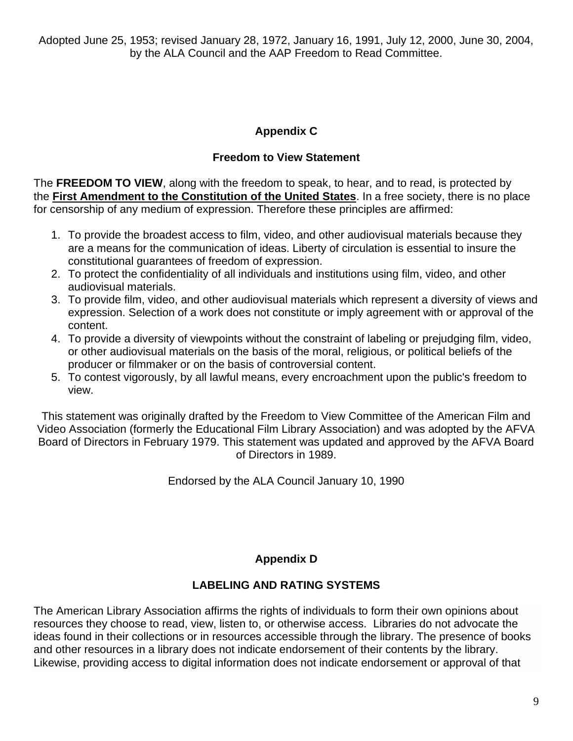Adopted June 25, 1953; revised January 28, 1972, January 16, 1991, July 12, 2000, June 30, 2004, by the ALA Council and the AAP Freedom to Read Committee.

## Appendix C

### Freedom to View Statement

The **FREEDOM TO VIEW**, along with the freedom to speak, to hear, and to read, is protected by the **First Amendment to the Constitution of the United States**. In a free society, there is no place for censorship of any medium of expression. Therefore these principles are affirmed:

1. To provide the broadest access to film, video, and other audiovisual materials because they are a means for the communication of ideas. Liberty of circulation is essential to insure the constitutional guarantees of freedom of expression.
2. To protect the confidentiality of all individuals and institutions using film, video, and other audiovisual materials.
3. To provide film, video, and other audiovisual materials which represent a diversity of views and expression. Selection of a work does not constitute or imply agreement with or approval of the content.
4. To provide a diversity of viewpoints without the constraint of labeling or prejudging film, video, or other audiovisual materials on the basis of the moral, religious, or political beliefs of the producer or filmmaker or on the basis of controversial content.
5. To contest vigorously, by all lawful means, every encroachment upon the public's freedom to view.

This statement was originally drafted by the Freedom to View Committee of the American Film and Video Association (formerly the Educational Film Library Association) and was adopted by the AFVA Board of Directors in February 1979. This statement was updated and approved by the AFVA Board of Directors in 1989.

Endorsed by the ALA Council January 10, 1990

## Appendix D

### LABELING AND RATING SYSTEMS

The American Library Association affirms the rights of individuals to form their own opinions about resources they choose to read, view, listen to, or otherwise access. Libraries do not advocate the ideas found in their collections or in resources accessible through the library. The presence of books and other resources in a library does not indicate endorsement of their contents by the library. Likewise, providing access to digital information does not indicate endorsement or approval of that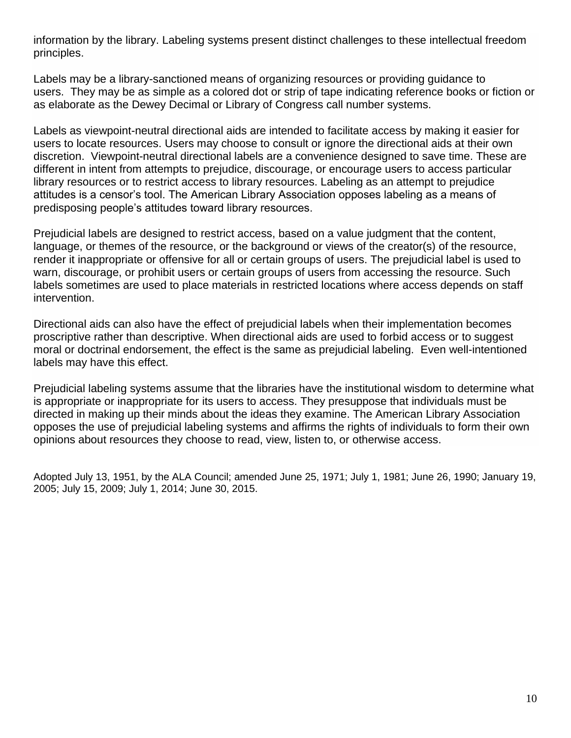information by the library. Labeling systems present distinct challenges to these intellectual freedom principles.

Labels may be a library-sanctioned means of organizing resources or providing guidance to users. They may be as simple as a colored dot or strip of tape indicating reference books or fiction or as elaborate as the Dewey Decimal or Library of Congress call number systems.

Labels as viewpoint-neutral directional aids are intended to facilitate access by making it easier for users to locate resources. Users may choose to consult or ignore the directional aids at their own discretion. Viewpoint-neutral directional labels are a convenience designed to save time. These are different in intent from attempts to prejudice, discourage, or encourage users to access particular library resources or to restrict access to library resources. Labeling as an attempt to prejudice attitudes is a censor's tool. The American Library Association opposes labeling as a means of predisposing people's attitudes toward library resources.

Prejudicial labels are designed to restrict access, based on a value judgment that the content, language, or themes of the resource, or the background or views of the creator(s) of the resource, render it inappropriate or offensive for all or certain groups of users. The prejudicial label is used to warn, discourage, or prohibit users or certain groups of users from accessing the resource. Such labels sometimes are used to place materials in restricted locations where access depends on staff intervention.

Directional aids can also have the effect of prejudicial labels when their implementation becomes proscriptive rather than descriptive. When directional aids are used to forbid access or to suggest moral or doctrinal endorsement, the effect is the same as prejudicial labeling. Even well-intentioned labels may have this effect.

Prejudicial labeling systems assume that the libraries have the institutional wisdom to determine what is appropriate or inappropriate for its users to access. They presuppose that individuals must be directed in making up their minds about the ideas they examine. The American Library Association opposes the use of prejudicial labeling systems and affirms the rights of individuals to form their own opinions about resources they choose to read, view, listen to, or otherwise access.

Adopted July 13, 1951, by the ALA Council; amended June 25, 1971; July 1, 1981; June 26, 1990; January 19, 2005; July 15, 2009; July 1, 2014; June 30, 2015.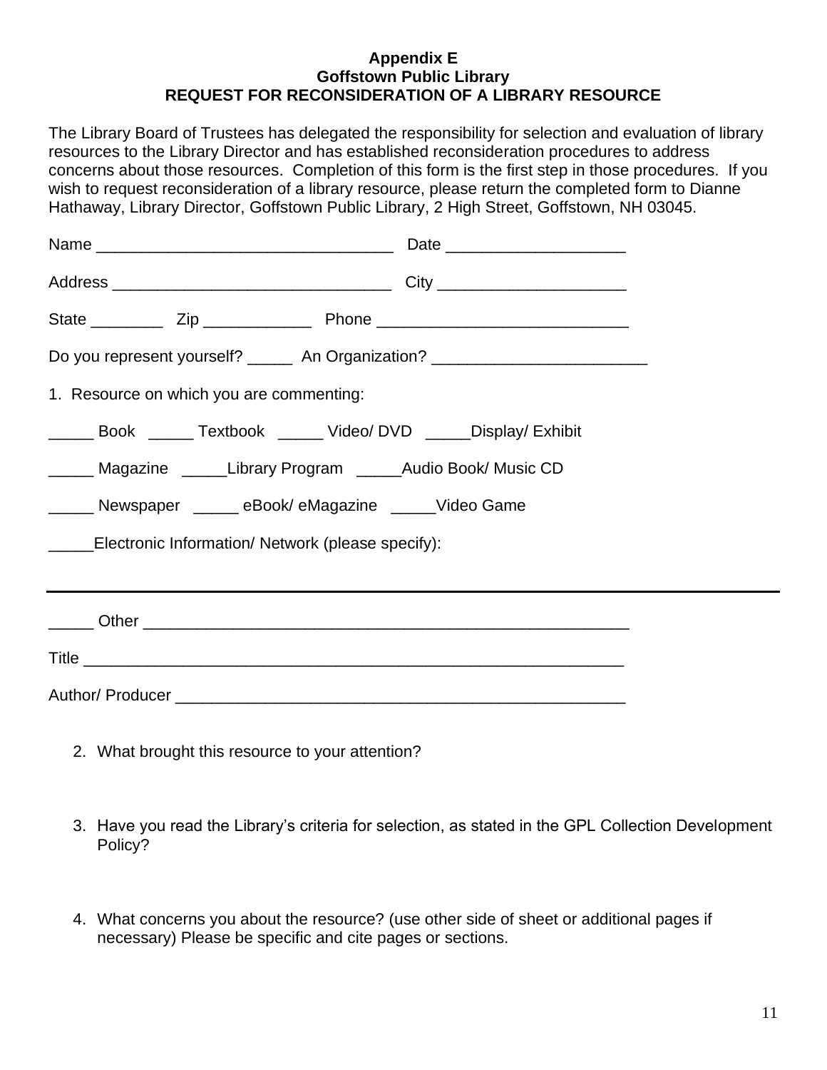**Appendix E**
**Goffstown Public Library**
**REQUEST FOR RECONSIDERATION OF A LIBRARY RESOURCE**

The Library Board of Trustees has delegated the responsibility for selection and evaluation of library resources to the Library Director and has established reconsideration procedures to address concerns about those resources. Completion of this form is the first step in those procedures. If you wish to request reconsideration of a library resource, please return the completed form to Dianne Hathaway, Library Director, Goffstown Public Library, 2 High Street, Goffstown, NH 03045.

Name _________________________________ Date ___________________

Address ______________________________ City ____________________

State ________ Zip ____________ Phone ___________________________

Do you represent yourself? _____ An Organization? ________________________

1. Resource on which you are commenting:

_____ Book _____ Textbook _____ Video/ DVD _____Display/ Exhibit

_____ Magazine _____Library Program _____Audio Book/ Music CD

_____ Newspaper _____ eBook/ eMagazine _____Video Game

_____Electronic Information/ Network (please specify):

_____________________________________________________________________

_____ Other ______________________________________________________

Title ____________________________________________________________

Author/ Producer __________________________________________________

2. What brought this resource to your attention?

3. Have you read the Library's criteria for selection, as stated in the GPL Collection Development Policy?

4. What concerns you about the resource? (use other side of sheet or additional pages if necessary) Please be specific and cite pages or sections.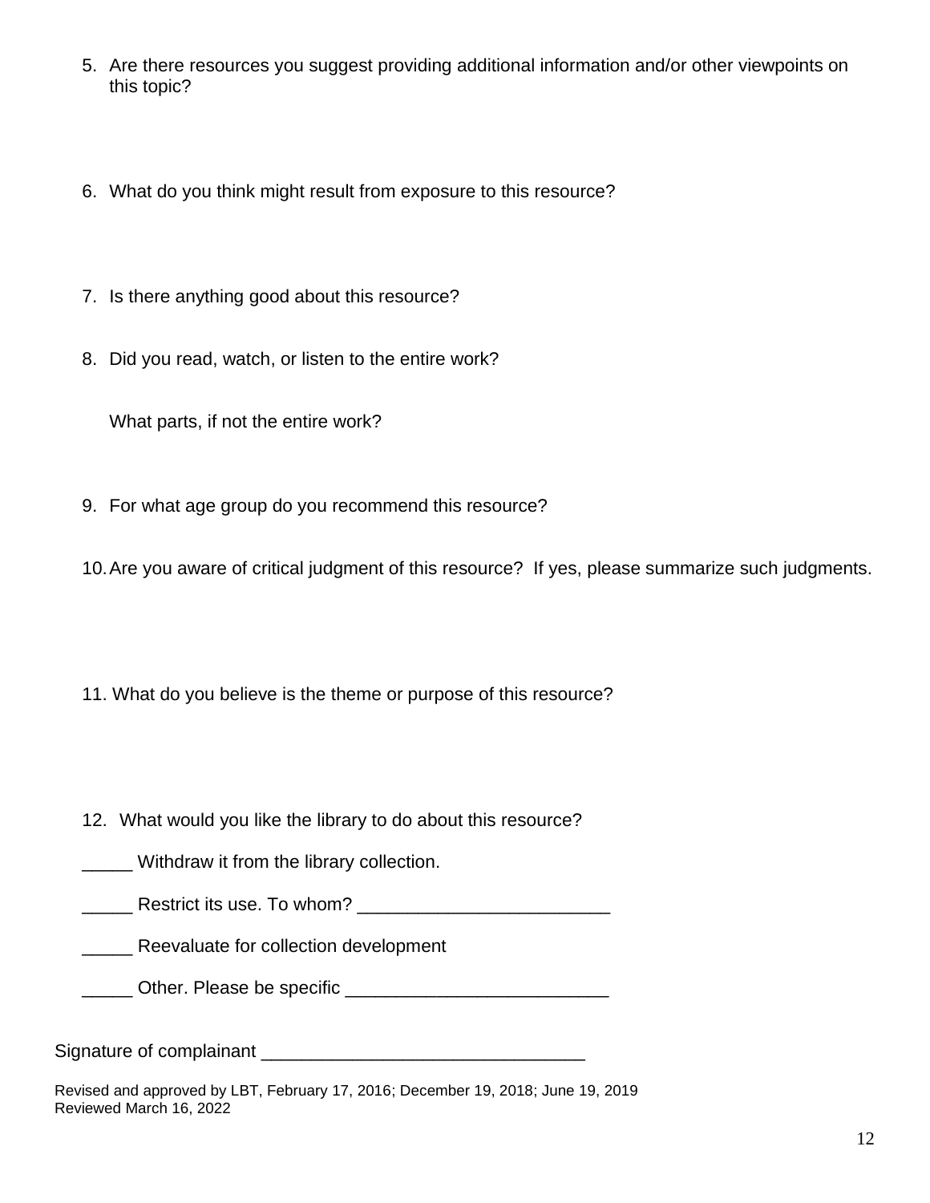5. Are there resources you suggest providing additional information and/or other viewpoints on this topic?

6. What do you think might result from exposure to this resource?

7. Is there anything good about this resource?

8. Did you read, watch, or listen to the entire work?

   What parts, if not the entire work?

9. For what age group do you recommend this resource?

10. Are you aware of critical judgment of this resource? If yes, please summarize such judgments.

11. What do you believe is the theme or purpose of this resource?

12. What would you like the library to do about this resource?

_____ Withdraw it from the library collection.

_____ Restrict its use. To whom? ________________________

_____ Reevaluate for collection development

_____ Other. Please be specific _________________________

Signature of complainant _______________________________

Revised and approved by LBT, February 17, 2016; December 19, 2018; June 19, 2019
Reviewed March 16, 2022